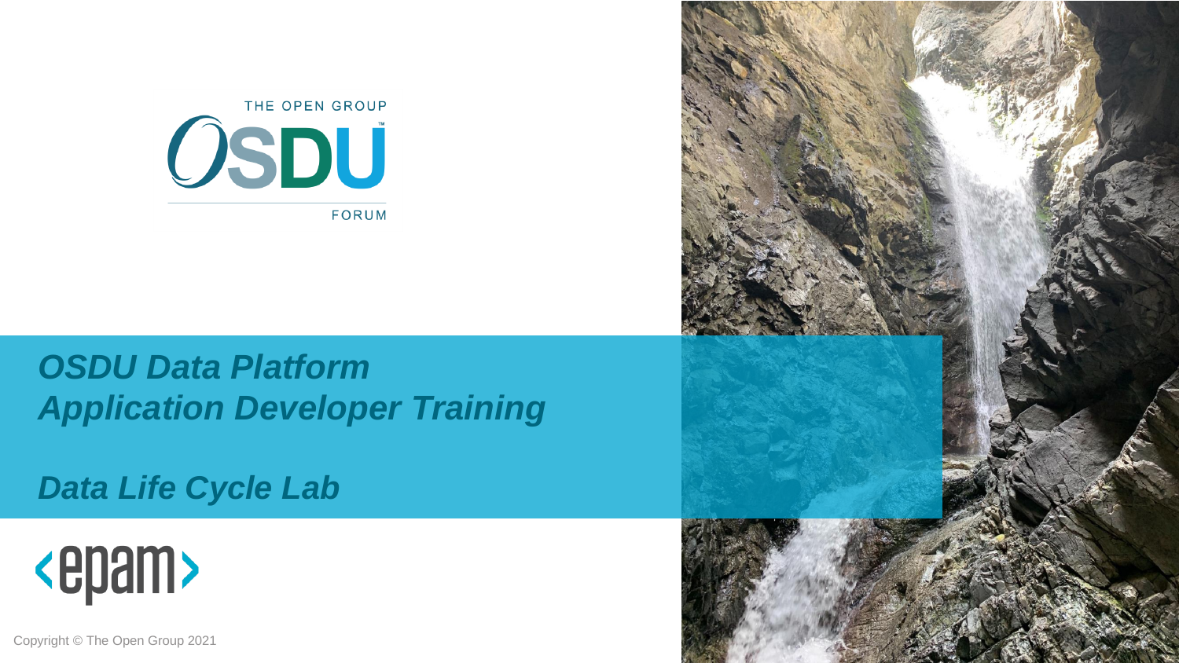THE OPEN GROUP

OSDU

FORUM

# *OSDU Data Platform*
# *Application Developer Training*

## *Data Life Cycle Lab*

<epam>

Copyright © The Open Group 2021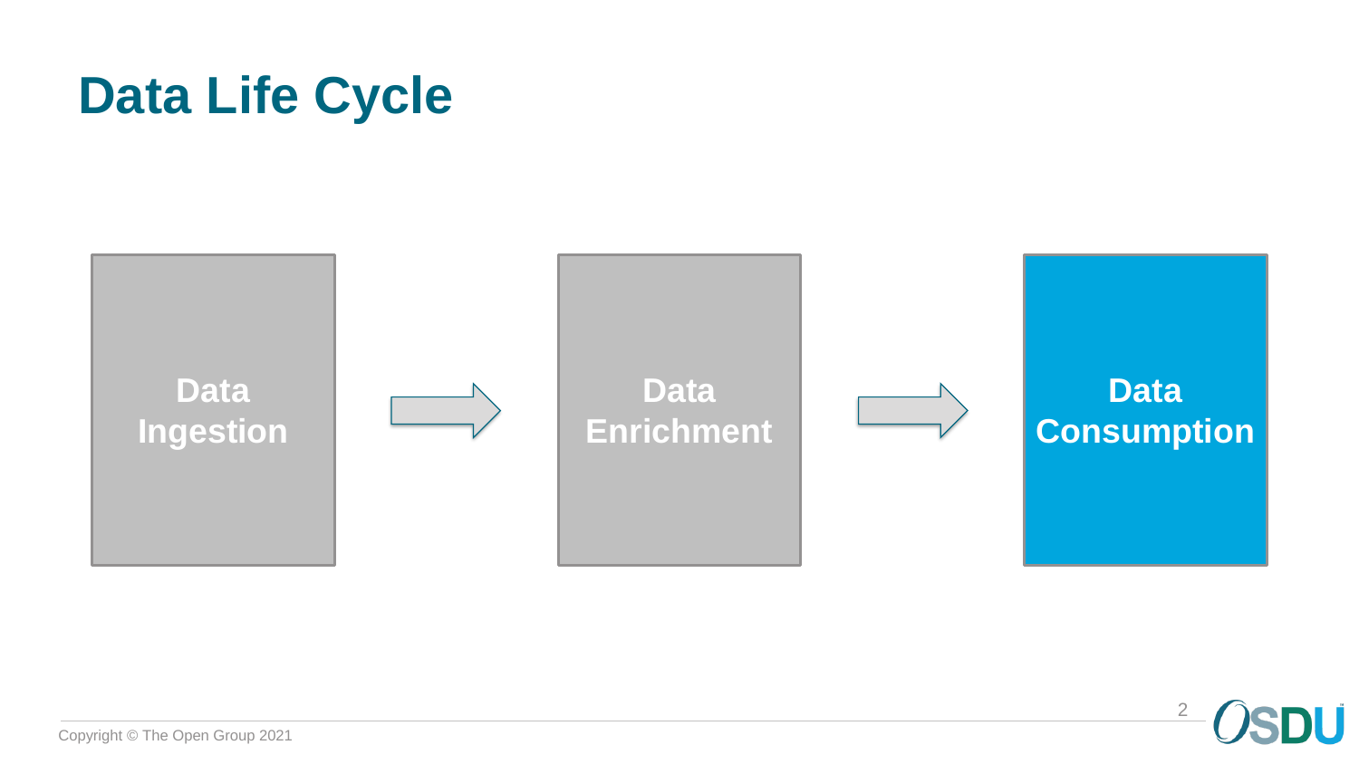# Data Life Cycle

Data Ingestion → Data Enrichment → Data Consumption

Copyright © The Open Group 2021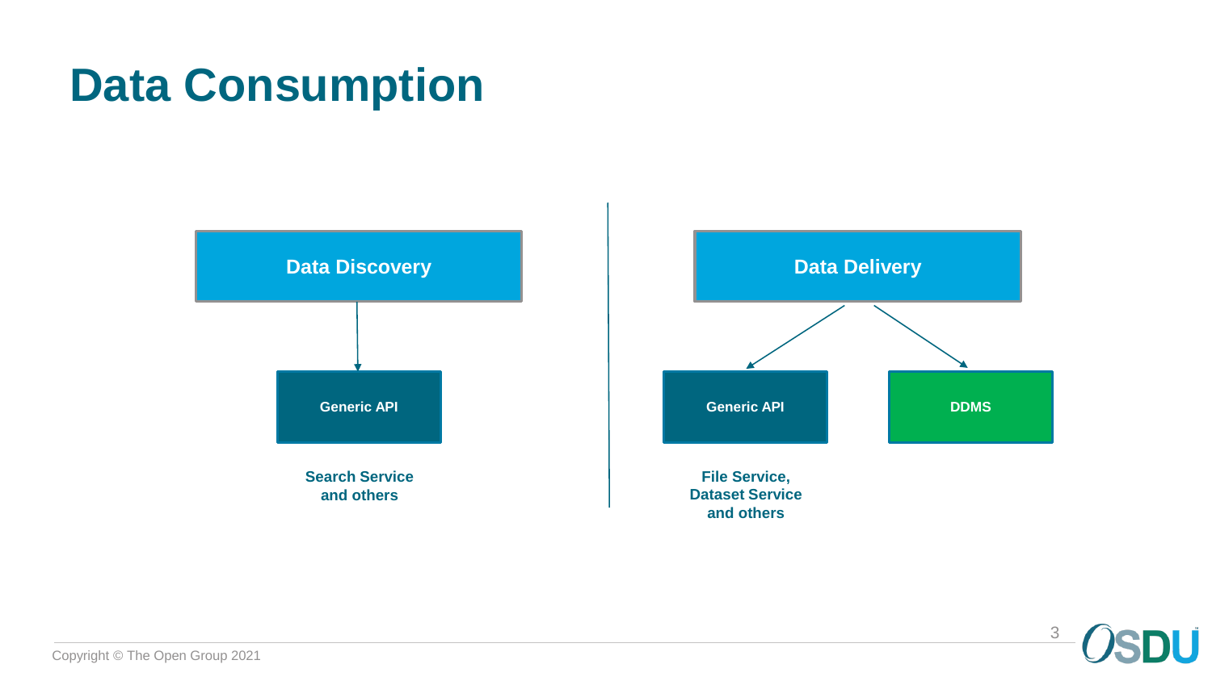# Data Consumption

**Data Discovery**

- Generic API
  - **Search Service and others**

**Data Delivery**

- Generic API
  - **File Service, Dataset Service and others**
- DDMS

Copyright © The Open Group 2021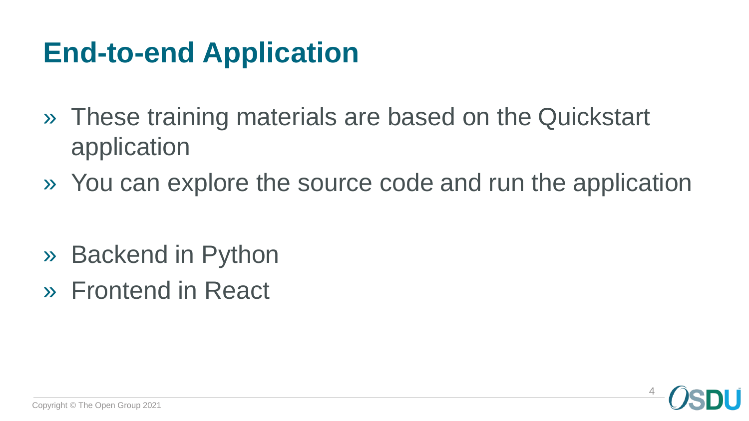# End-to-end Application

- These training materials are based on the Quickstart application
- You can explore the source code and run the application

- Backend in Python
- Frontend in React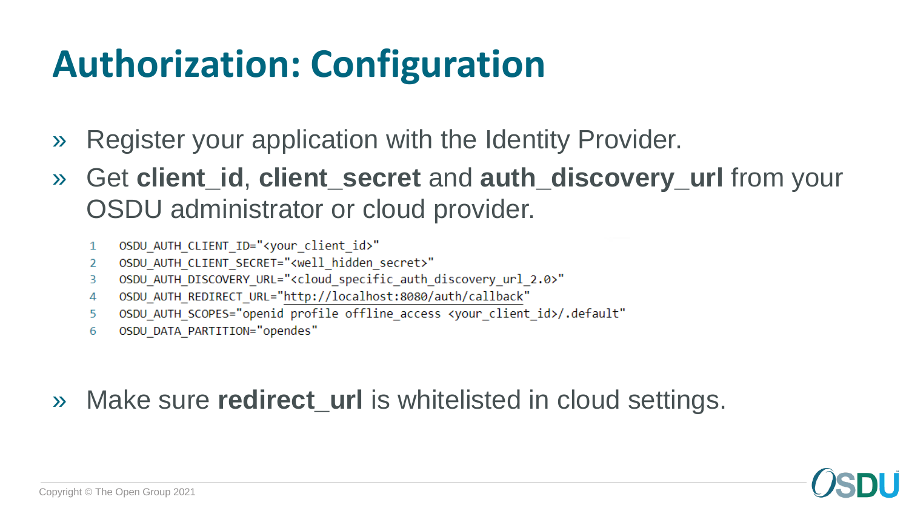# Authorization: Configuration

- Register your application with the Identity Provider.
- Get **client_id**, **client_secret** and **auth_discovery_url** from your OSDU administrator or cloud provider.

```
OSDU_AUTH_CLIENT_ID="<your_client_id>"
OSDU_AUTH_CLIENT_SECRET="<well_hidden_secret>"
OSDU_AUTH_DISCOVERY_URL="<cloud_specific_auth_discovery_url_2.0>"
OSDU_AUTH_REDIRECT_URL="http://localhost:8080/auth/callback"
OSDU_AUTH_SCOPES="openid profile offline_access <your_client_id>/.default"
OSDU_DATA_PARTITION="opendes"
```

- Make sure **redirect_url** is whitelisted in cloud settings.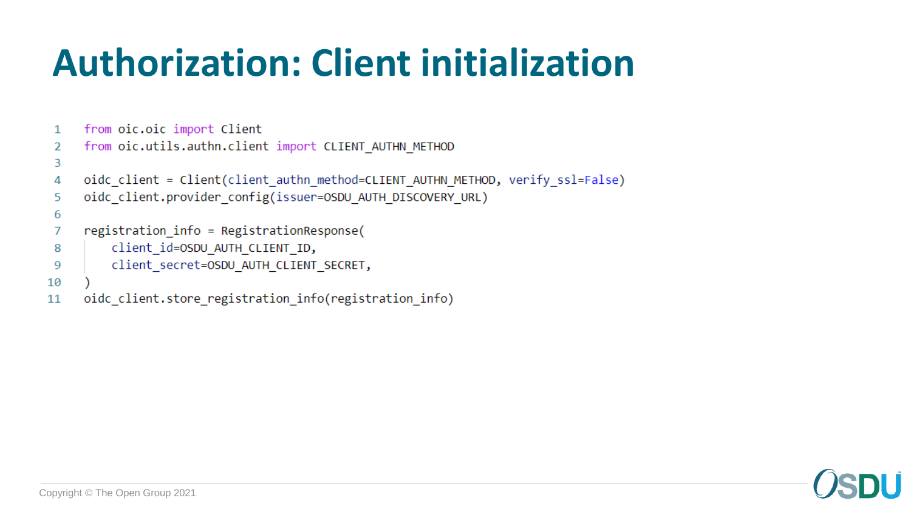# Authorization: Client initialization

```python
from oic.oic import Client
from oic.utils.authn.client import CLIENT_AUTHN_METHOD

oidc_client = Client(client_authn_method=CLIENT_AUTHN_METHOD, verify_ssl=False)
oidc_client.provider_config(issuer=OSDU_AUTH_DISCOVERY_URL)

registration_info = RegistrationResponse(
    client_id=OSDU_AUTH_CLIENT_ID,
    client_secret=OSDU_AUTH_CLIENT_SECRET,
)
oidc_client.store_registration_info(registration_info)
```

Copyright © The Open Group 2021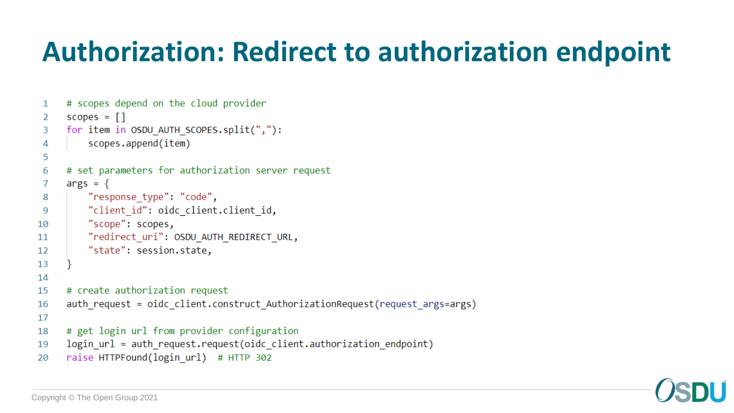# Authorization: Redirect to authorization endpoint

```python
# scopes depend on the cloud provider
scopes = []
for item in OSDU_AUTH_SCOPES.split(","):
    scopes.append(item)

# set parameters for authorization server request
args = {
    "response_type": "code",
    "client_id": oidc_client.client_id,
    "scope": scopes,
    "redirect_uri": OSDU_AUTH_REDIRECT_URL,
    "state": session.state,
}

# create authorization request
auth_request = oidc_client.construct_AuthorizationRequest(request_args=args)

# get login url from provider configuration
login_url = auth_request.request(oidc_client.authorization_endpoint)
raise HTTPFound(login_url)  # HTTP 302
```

Copyright © The Open Group 2021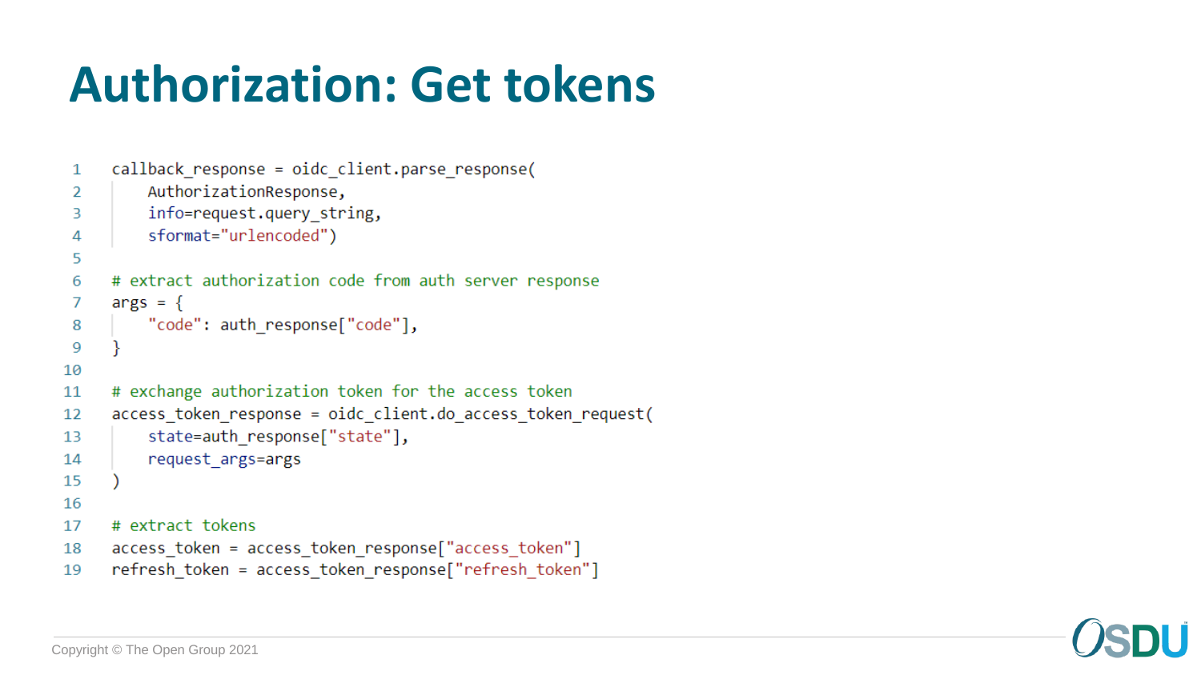# Authorization: Get tokens

```python
callback_response = oidc_client.parse_response(
    AuthorizationResponse,
    info=request.query_string,
    sformat="urlencoded")

# extract authorization code from auth server response
args = {
    "code": auth_response["code"],
}

# exchange authorization token for the access token
access_token_response = oidc_client.do_access_token_request(
    state=auth_response["state"],
    request_args=args
)

# extract tokens
access_token = access_token_response["access_token"]
refresh_token = access_token_response["refresh_token"]
```

Copyright © The Open Group 2021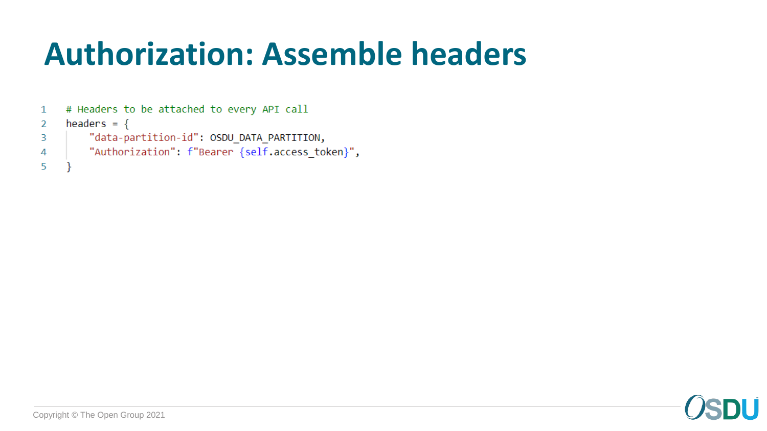# Authorization: Assemble headers

```python
# Headers to be attached to every API call
headers = {
    "data-partition-id": OSDU_DATA_PARTITION,
    "Authorization": f"Bearer {self.access_token}",
}
```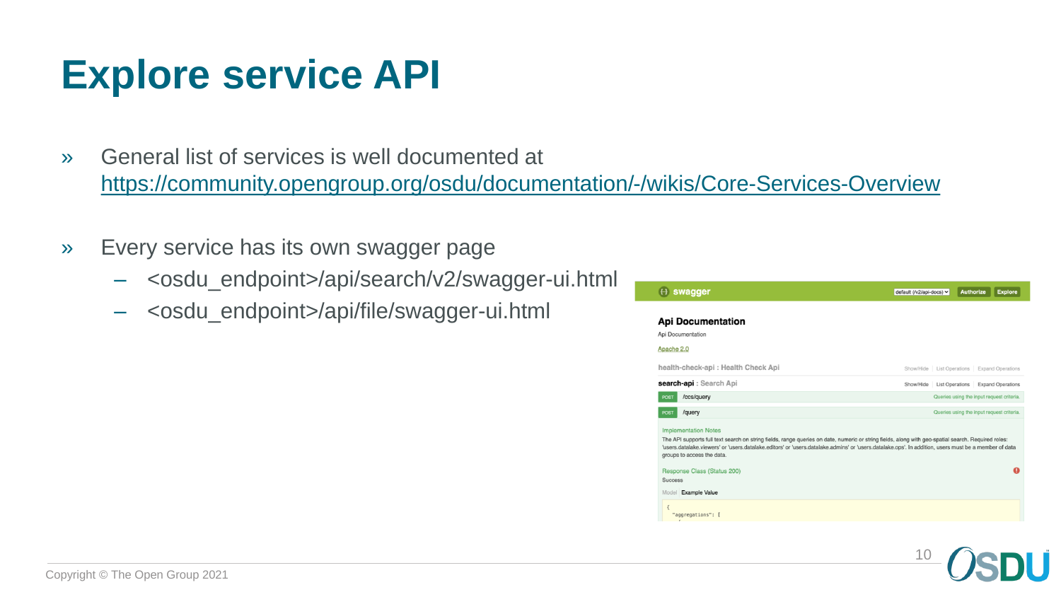# Explore service API

- General list of services is well documented at https://community.opengroup.org/osdu/documentation/-/wikis/Core-Services-Overview
- Every service has its own swagger page
  - <osdu_endpoint>/api/search/v2/swagger-ui.html
  - <osdu_endpoint>/api/file/swagger-ui.html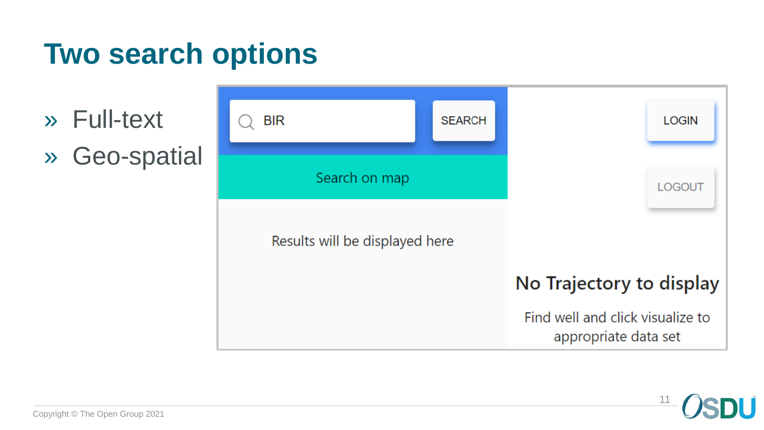# Two search options

- Full-text
- Geo-spatial

BIR

SEARCH

Search on map

Results will be displayed here

LOGIN

LOGOUT

No Trajectory to display

Find well and click visualize to appropriate data set

Copyright © The Open Group 2021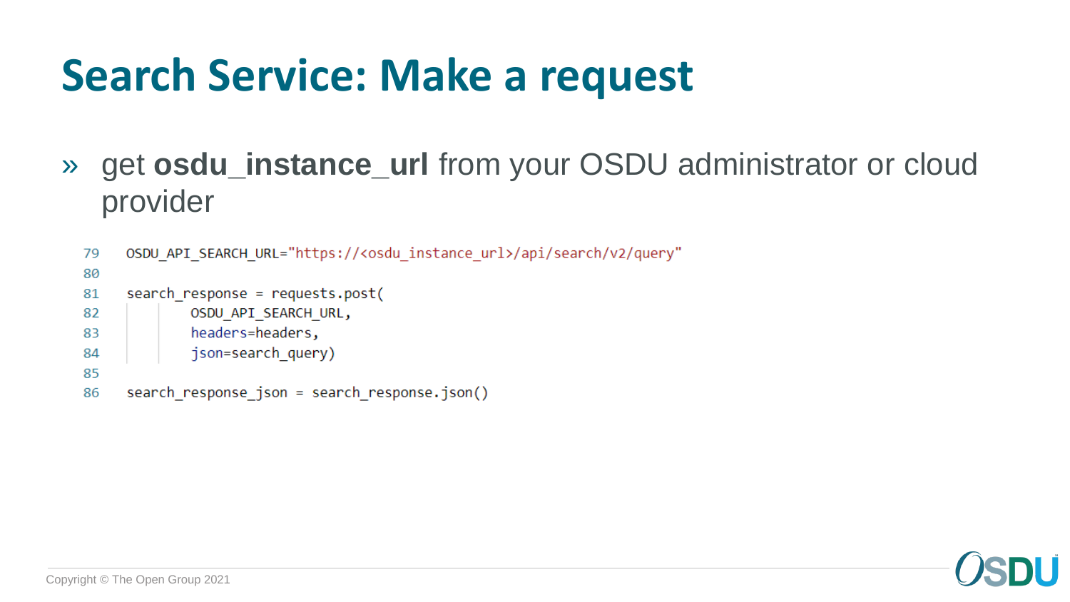# Search Service: Make a request

- get **osdu_instance_url** from your OSDU administrator or cloud provider

```
79  OSDU_API_SEARCH_URL="https://<osdu_instance_url>/api/search/v2/query"
80
81  search_response = requests.post(
82          OSDU_API_SEARCH_URL,
83          headers=headers,
84          json=search_query)
85
86  search_response_json = search_response.json()
```

Copyright © The Open Group 2021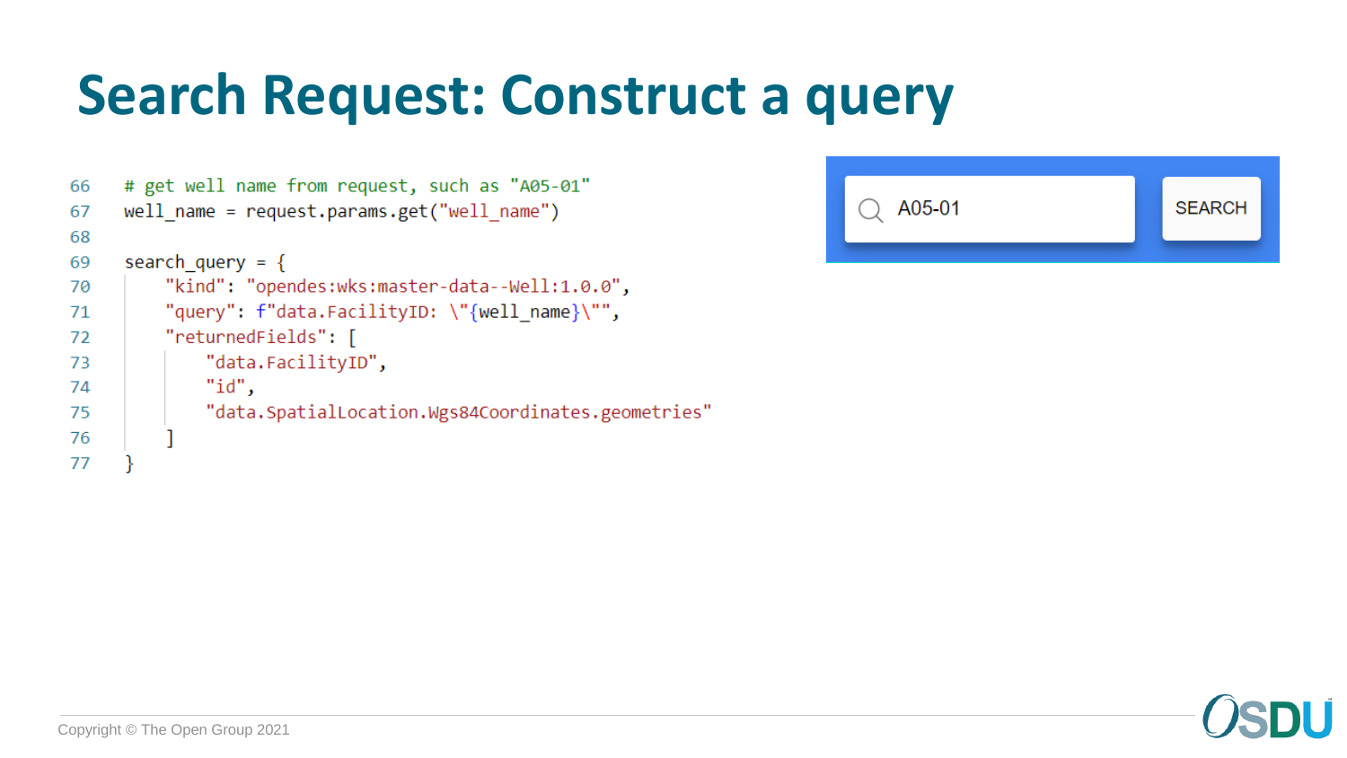# Search Request: Construct a query

```python
66  # get well name from request, such as "A05-01"
67  well_name = request.params.get("well_name")
68  
69  search_query = {
70      "kind": "opendes:wks:master-data--Well:1.0.0",
71      "query": f"data.FacilityID: \"{well_name}\"",
72      "returnedFields": [
73          "data.FacilityID",
74          "id",
75          "data.SpatialLocation.Wgs84Coordinates.geometries"
76      ]
77  }
```

A05-01

SEARCH

Copyright © The Open Group 2021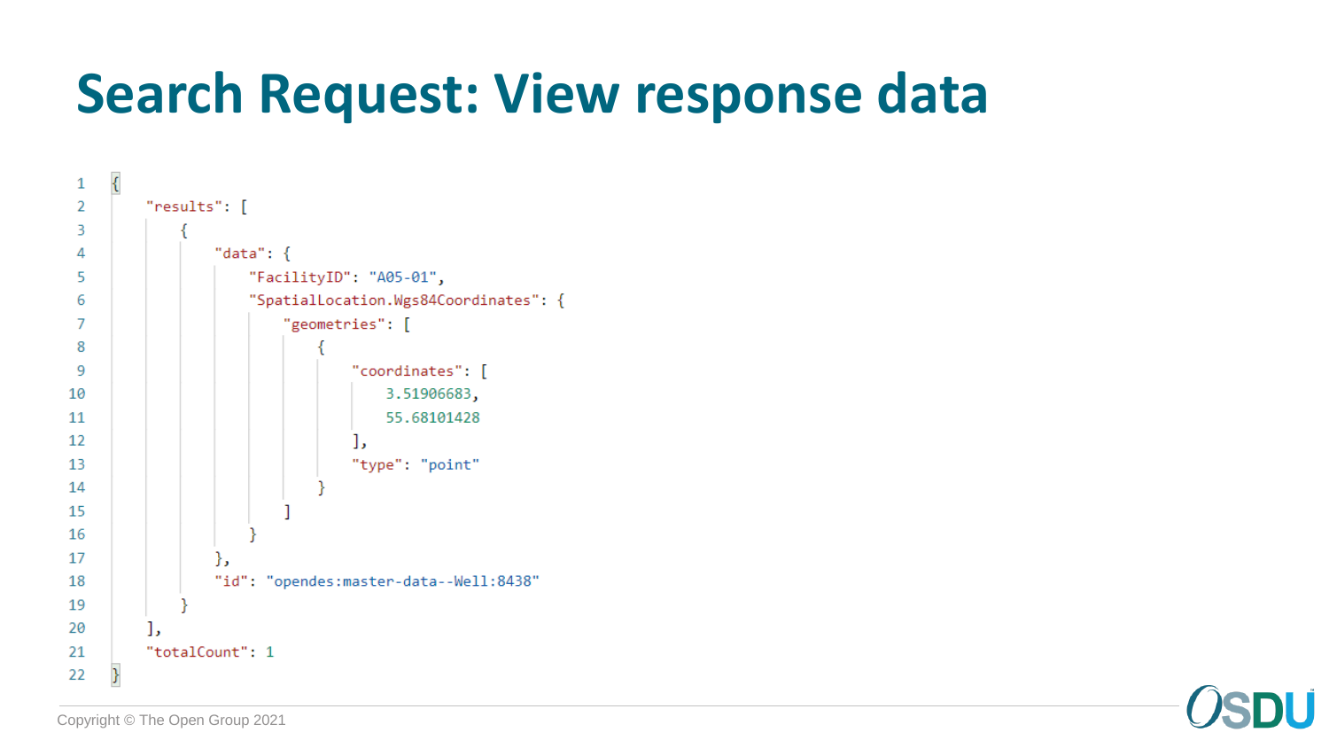# Search Request: View response data

```json
{
    "results": [
        {
            "data": {
                "FacilityID": "A05-01",
                "SpatialLocation.Wgs84Coordinates": {
                    "geometries": [
                        {
                            "coordinates": [
                                3.51906683,
                                55.68101428
                            ],
                            "type": "point"
                        }
                    ]
                }
            },
            "id": "opendes:master-data--Well:8438"
        }
    ],
    "totalCount": 1
}
```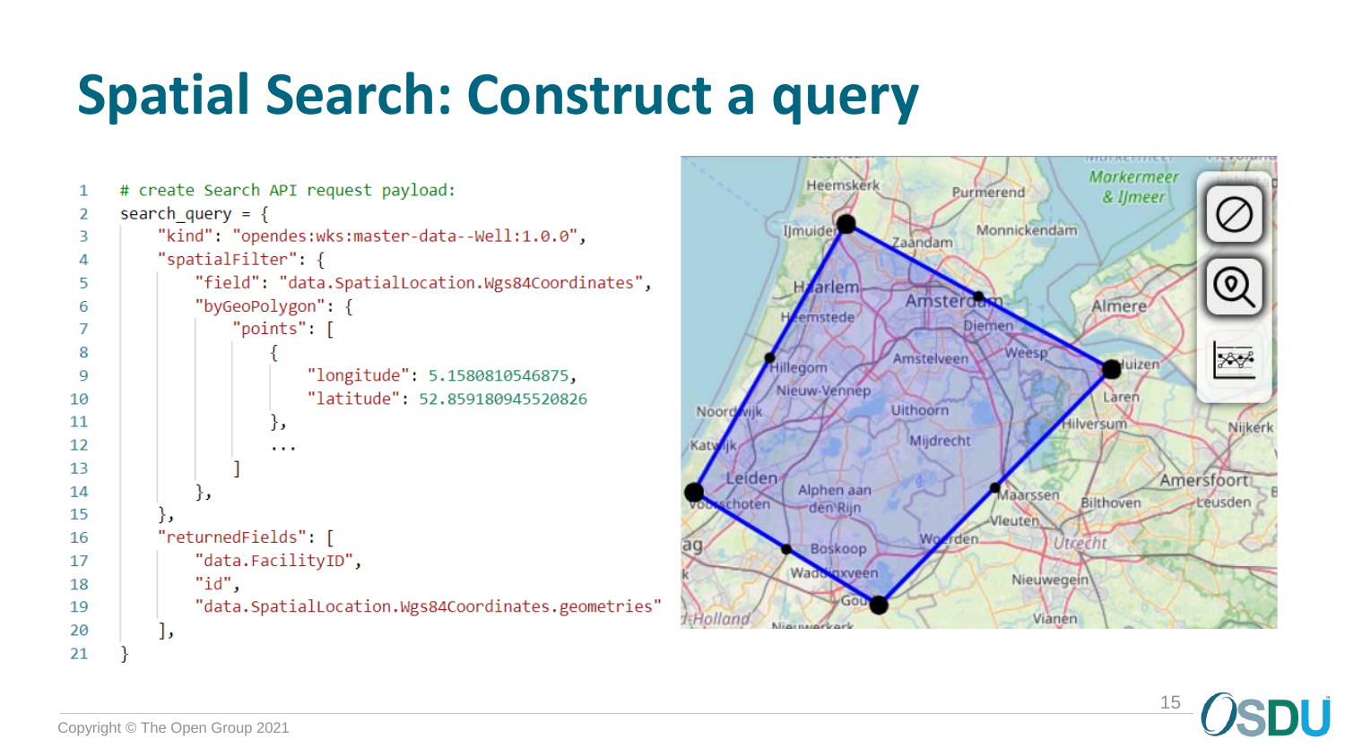# Spatial Search: Construct a query

```
# create Search API request payload:
search_query = {
    "kind": "opendes:wks:master-data--Well:1.0.0",
    "spatialFilter": {
        "field": "data.SpatialLocation.Wgs84Coordinates",
        "byGeoPolygon": {
            "points": [
                {
                    "longitude": 5.1580810546875,
                    "latitude": 52.859180945520826
                },
                ...
            ]
        },
    },
    "returnedFields": [
        "data.FacilityID",
        "id",
        "data.SpatialLocation.Wgs84Coordinates.geometries"
    ],
}
```

Copyright © The Open Group 2021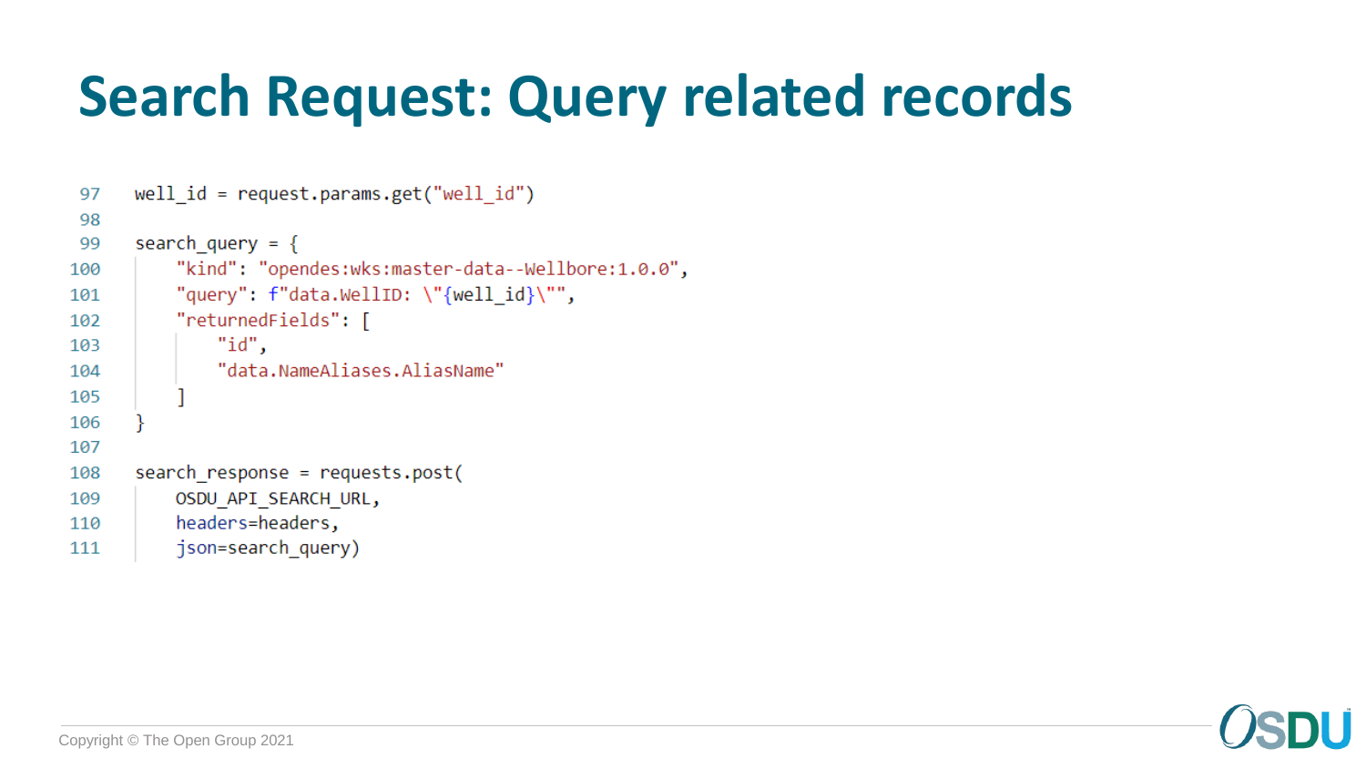# Search Request: Query related records

```
97    well_id = request.params.get("well_id")
98
99    search_query = {
100       "kind": "opendes:wks:master-data--Wellbore:1.0.0",
101       "query": f"data.WellID: \"{well_id}\"",
102       "returnedFields": [
103           "id",
104           "data.NameAliases.AliasName"
105       ]
106   }
107
108   search_response = requests.post(
109       OSDU_API_SEARCH_URL,
110       headers=headers,
111       json=search_query)
```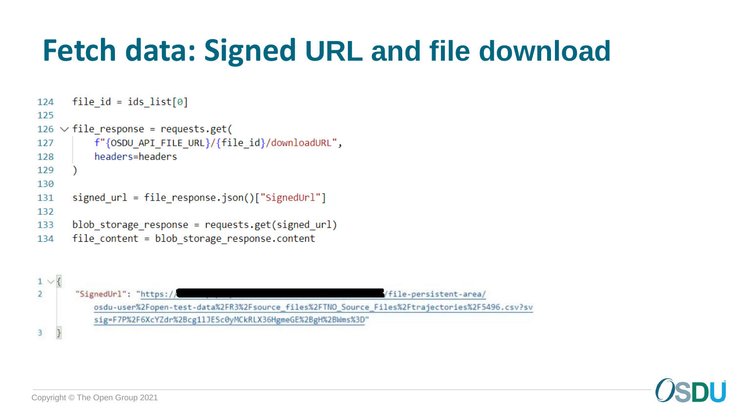# Fetch data: Signed URL and file download

```python
124  file_id = ids_list[0]
125
126  file_response = requests.get(
127      f"{OSDU_API_FILE_URL}/{file_id}/downloadURL",
128      headers=headers
129  )
130
131  signed_url = file_response.json()["SignedUrl"]
132
133  blob_storage_response = requests.get(signed_url)
134  file_content = blob_storage_response.content
```

```json
1  {
2      "SignedUrl": "https://█████████████████████/file-persistent-area/osdu-user%2Fopen-test-data%2FR3%2Fsource_files%2FTNO_Source_Files%2Ftrajectories%2F5496.csv?sv sig=F7P%2F6XcYZdr%2Bcg11JESc0yMCkRLX36HgmeGE%2BgH%2BWms%3D"
3  }
```

Copyright © The Open Group 2021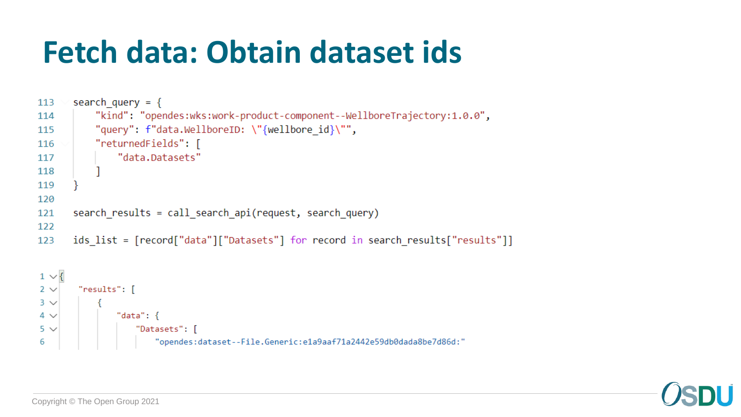# Fetch data: Obtain dataset ids

```python
search_query = {
    "kind": "opendes:wks:work-product-component--WellboreTrajectory:1.0.0",
    "query": f"data.WellboreID: \"{wellbore_id}\"",
    "returnedFields": [
        "data.Datasets"
    ]
}

search_results = call_search_api(request, search_query)

ids_list = [record["data"]["Datasets"] for record in search_results["results"]]
```

```json
{
  "results": [
    {
      "data": {
        "Datasets": [
          "opendes:dataset--File.Generic:e1a9aaf71a2442e59db0dada8be7d86d:"
```

Copyright © The Open Group 2021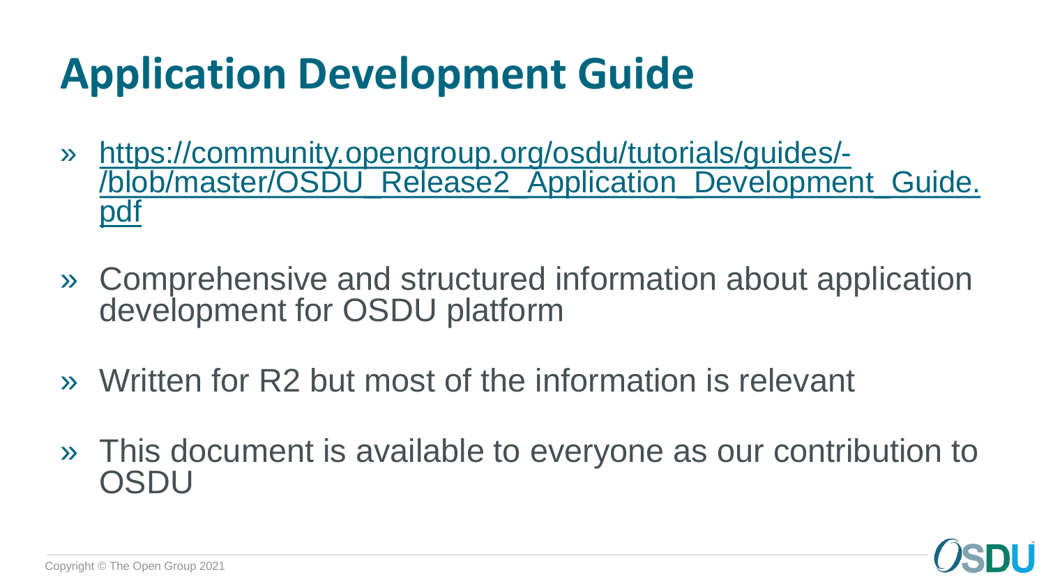# Application Development Guide

- https://community.opengroup.org/osdu/tutorials/guides/-/blob/master/OSDU_Release2_Application_Development_Guide.pdf
- Comprehensive and structured information about application development for OSDU platform
- Written for R2 but most of the information is relevant
- This document is available to everyone as our contribution to OSDU